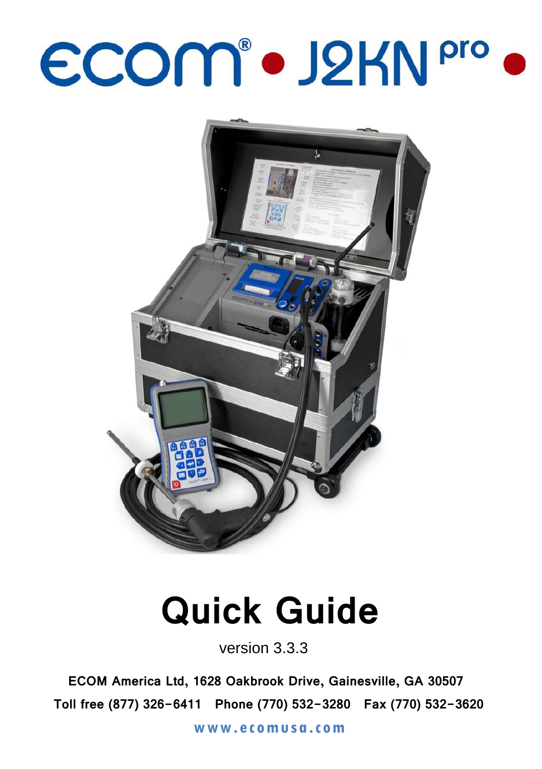# ecom® • J2KN pro •

# Quick Guide

version 3.3.3

**ECOM America Ltd, 1628 Oakbrook Drive, Gainesville, GA 30507**

**Toll free (877) 326-6411 Phone (770) 532-3280 Fax (770) 532-3620**

**www.ecomusa.com**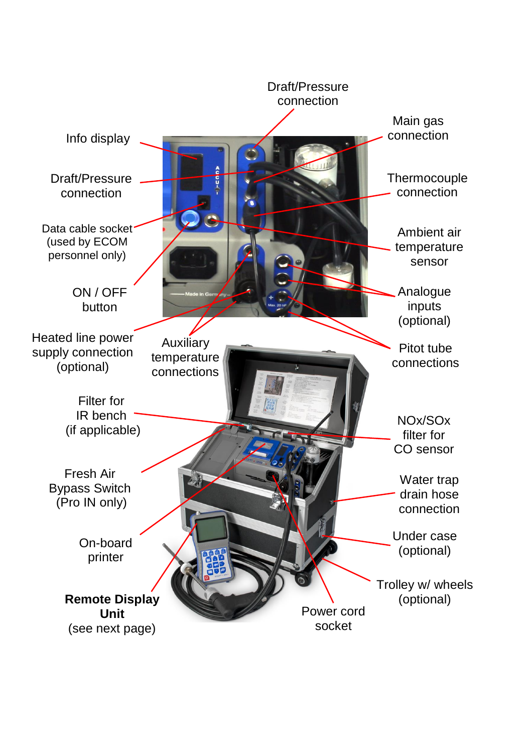Draft/Pressure connection

Main gas connection

Info display

Draft/Pressure connection

Thermocouple connection

Data cable socket (used by ECOM personnel only)

Ambient air temperature sensor

ON / OFF button

Analogue inputs (optional)

Heated line power supply connection (optional)

Auxiliary temperature connections

Pitot tube connections

Filter for IR bench (if applicable)

NOx/SOx filter for CO sensor

Fresh Air Bypass Switch (Pro IN only)

Water trap drain hose connection

On-board printer

Under case (optional)

Trolley w/ wheels (optional)

**Remote Display Unit** (see next page)

Power cord socket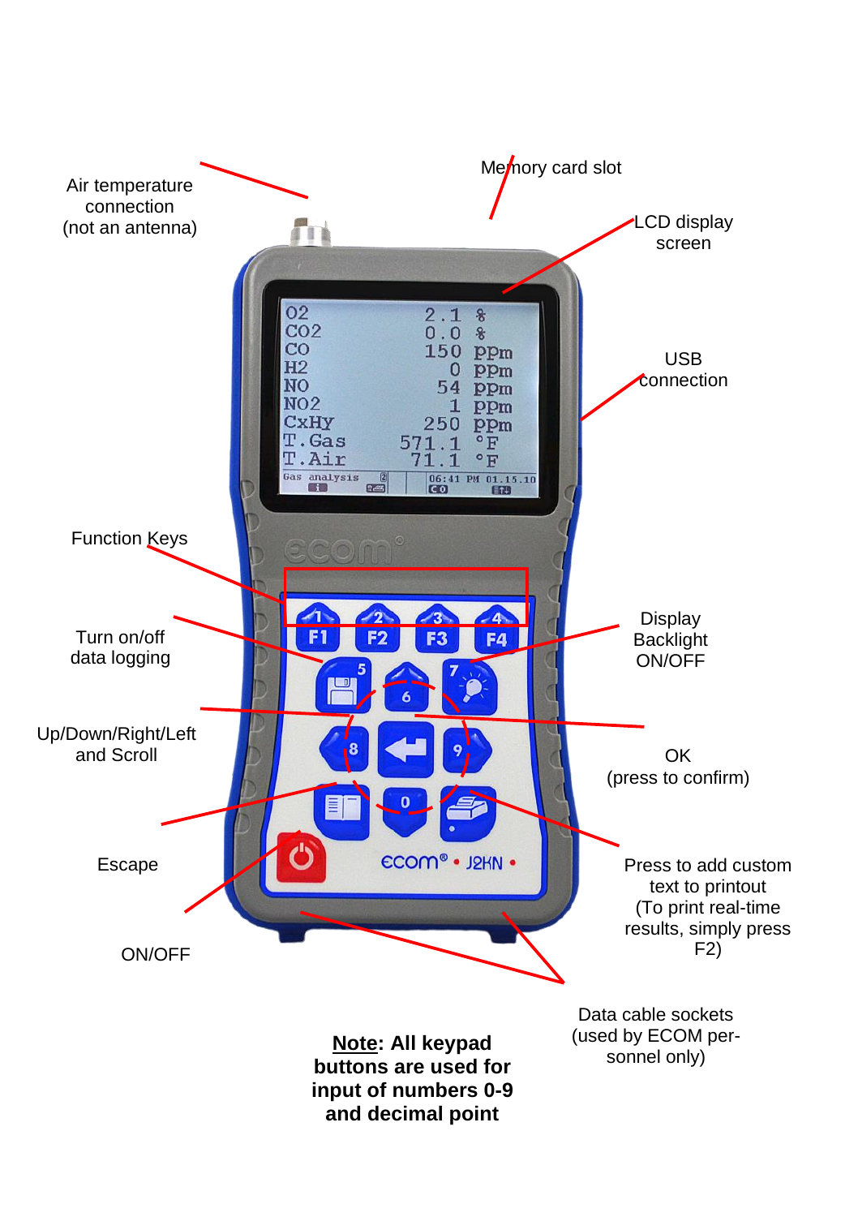Air temperature connection (not an antenna)

Memory card slot

LCD display screen

USB connection

Function Keys

Turn on/off data logging

Display Backlight ON/OFF

Up/Down/Right/Left and Scroll

OK (press to confirm)

Escape

Press to add custom text to printout (To print real-time results, simply press F2)

ON/OFF

Data cable sockets (used by ECOM personnel only)

**<u>Note</u>: All keypad buttons are used for input of numbers 0-9 and decimal point**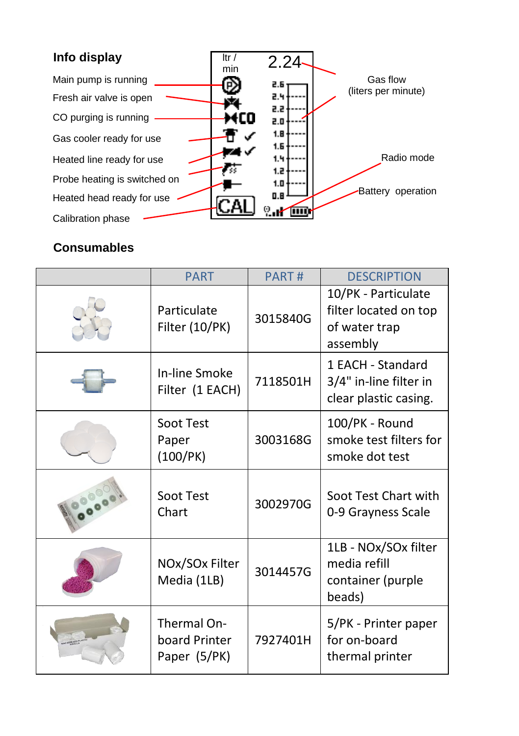## Info display

Main pump is running

Fresh air valve is open

CO purging is running

Gas cooler ready for use

Heated line ready for use

Probe heating is switched on

Heated head ready for use

Calibration phase

ltr / min

2.24

2.6
2.4
2.2
2.0
1.8
1.6
1.4
1.2
1.0
0.8

CO

CAL

Gas flow (liters per minute)

Radio mode

Battery operation

## Consumables

| | PART | PART # | DESCRIPTION |
|---|---|---|---|
| | Particulate Filter (10/PK) | 3015840G | 10/PK - Particulate filter located on top of water trap assembly |
| | In-line Smoke Filter (1 EACH) | 7118501H | 1 EACH - Standard 3/4" in-line filter in clear plastic casing. |
| | Soot Test Paper (100/PK) | 3003168G | 100/PK - Round smoke test filters for smoke dot test |
| | Soot Test Chart | 3002970G | Soot Test Chart with 0-9 Grayness Scale |
| | NOx/SOx Filter Media (1LB) | 3014457G | 1LB - NOx/SOx filter media refill container (purple beads) |
| | Thermal On-board Printer Paper (5/PK) | 7927401H | 5/PK - Printer paper for on-board thermal printer |